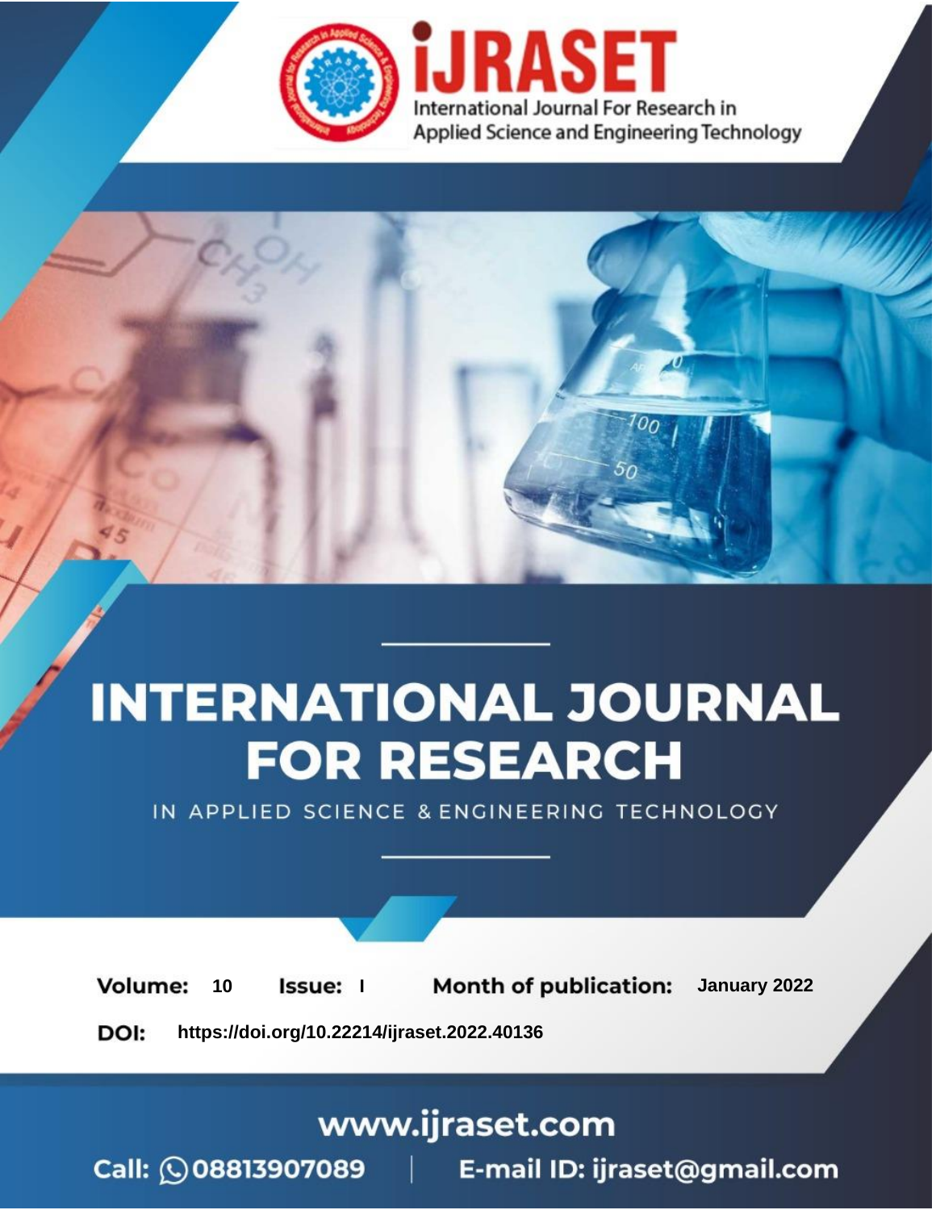iJRASET

International Journal For Research in Applied Science and Engineering Technology

# INTERNATIONAL JOURNAL FOR RESEARCH

IN APPLIED SCIENCE & ENGINEERING TECHNOLOGY

**Volume:** 10 **Issue:** I **Month of publication:** January 2022

**DOI:** https://doi.org/10.22214/ijraset.2022.40136

www.ijraset.com

Call: 08813907089 | E-mail ID: ijraset@gmail.com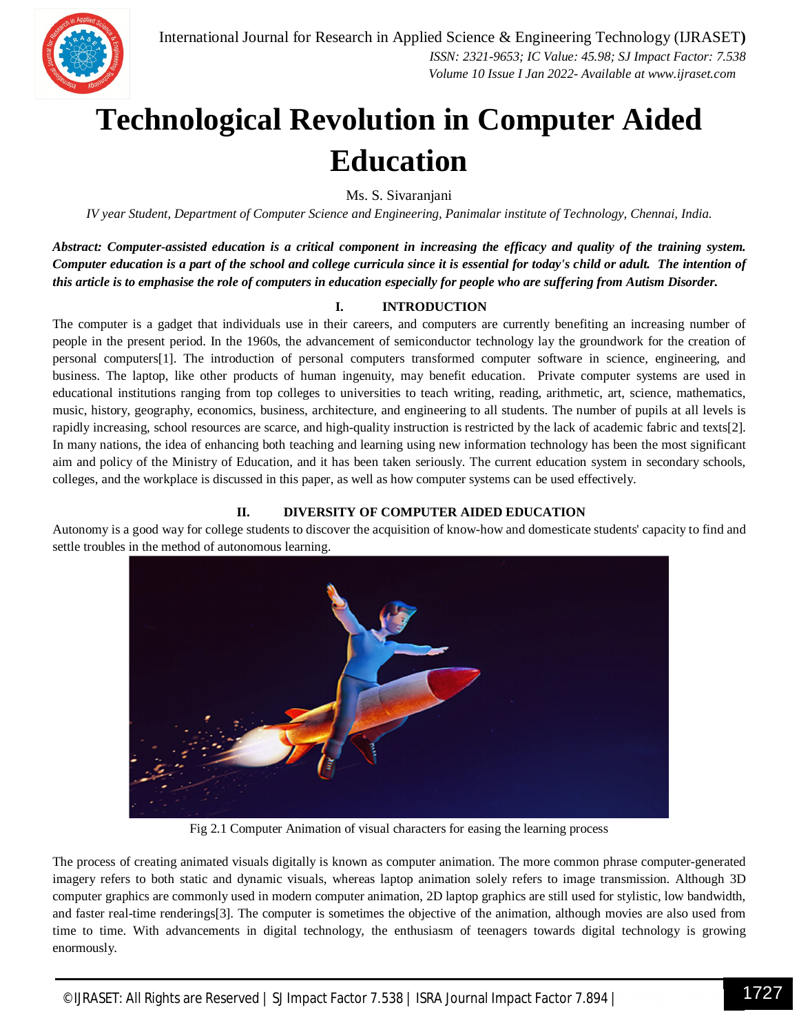# Technological Revolution in Computer Aided Education

Ms. S. Sivaranjani

*IV year Student, Department of Computer Science and Engineering, Panimalar institute of Technology, Chennai, India.*

***Abstract:** Computer-assisted education is a critical component in increasing the efficacy and quality of the training system. Computer education is a part of the school and college curricula since it is essential for today's child or adult. The intention of this article is to emphasise the role of computers in education especially for people who are suffering from Autism Disorder.*

## I. INTRODUCTION

The computer is a gadget that individuals use in their careers, and computers are currently benefiting an increasing number of people in the present period. In the 1960s, the advancement of semiconductor technology lay the groundwork for the creation of personal computers[1]. The introduction of personal computers transformed computer software in science, engineering, and business. The laptop, like other products of human ingenuity, may benefit education. Private computer systems are used in educational institutions ranging from top colleges to universities to teach writing, reading, arithmetic, art, science, mathematics, music, history, geography, economics, business, architecture, and engineering to all students. The number of pupils at all levels is rapidly increasing, school resources are scarce, and high-quality instruction is restricted by the lack of academic fabric and texts[2]. In many nations, the idea of enhancing both teaching and learning using new information technology has been the most significant aim and policy of the Ministry of Education, and it has been taken seriously. The current education system in secondary schools, colleges, and the workplace is discussed in this paper, as well as how computer systems can be used effectively.

## II. DIVERSITY OF COMPUTER AIDED EDUCATION

Autonomy is a good way for college students to discover the acquisition of know-how and domesticate students' capacity to find and settle troubles in the method of autonomous learning.

Fig 2.1 Computer Animation of visual characters for easing the learning process

The process of creating animated visuals digitally is known as computer animation. The more common phrase computer-generated imagery refers to both static and dynamic visuals, whereas laptop animation solely refers to image transmission. Although 3D computer graphics are commonly used in modern computer animation, 2D laptop graphics are still used for stylistic, low bandwidth, and faster real-time renderings[3]. The computer is sometimes the objective of the animation, although movies are also used from time to time. With advancements in digital technology, the enthusiasm of teenagers towards digital technology is growing enormously.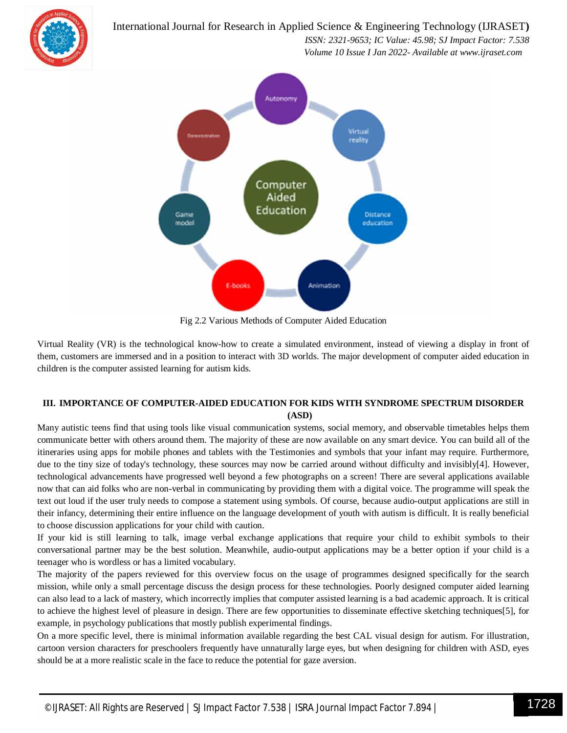Fig 2.2 Various Methods of Computer Aided Education

Virtual Reality (VR) is the technological know-how to create a simulated environment, instead of viewing a display in front of them, customers are immersed and in a position to interact with 3D worlds. The major development of computer aided education in children is the computer assisted learning for autism kids.

## III. IMPORTANCE OF COMPUTER-AIDED EDUCATION FOR KIDS WITH SYNDROME SPECTRUM DISORDER (ASD)

Many autistic teens find that using tools like visual communication systems, social memory, and observable timetables helps them communicate better with others around them. The majority of these are now available on any smart device. You can build all of the itineraries using apps for mobile phones and tablets with the Testimonies and symbols that your infant may require. Furthermore, due to the tiny size of today's technology, these sources may now be carried around without difficulty and invisibly[4]. However, technological advancements have progressed well beyond a few photographs on a screen! There are several applications available now that can aid folks who are non-verbal in communicating by providing them with a digital voice. The programme will speak the text out loud if the user truly needs to compose a statement using symbols. Of course, because audio-output applications are still in their infancy, determining their entire influence on the language development of youth with autism is difficult. It is really beneficial to choose discussion applications for your child with caution.

If your kid is still learning to talk, image verbal exchange applications that require your child to exhibit symbols to their conversational partner may be the best solution. Meanwhile, audio-output applications may be a better option if your child is a teenager who is wordless or has a limited vocabulary.

The majority of the papers reviewed for this overview focus on the usage of programmes designed specifically for the search mission, while only a small percentage discuss the design process for these technologies. Poorly designed computer aided learning can also lead to a lack of mastery, which incorrectly implies that computer assisted learning is a bad academic approach. It is critical to achieve the highest level of pleasure in design. There are few opportunities to disseminate effective sketching techniques[5], for example, in psychology publications that mostly publish experimental findings.

On a more specific level, there is minimal information available regarding the best CAL visual design for autism. For illustration, cartoon version characters for preschoolers frequently have unnaturally large eyes, but when designing for children with ASD, eyes should be at a more realistic scale in the face to reduce the potential for gaze aversion.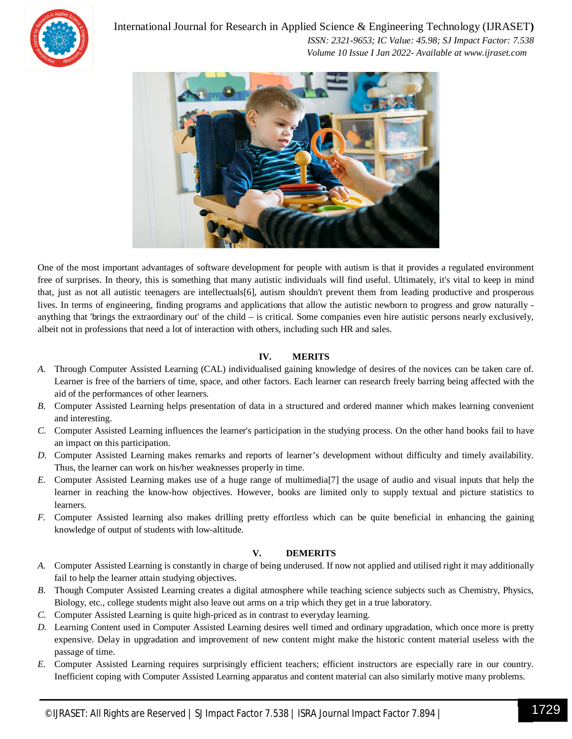One of the most important advantages of software development for people with autism is that it provides a regulated environment free of surprises. In theory, this is something that many autistic individuals will find useful. Ultimately, it's vital to keep in mind that, just as not all autistic teenagers are intellectuals[6], autism shouldn't prevent them from leading productive and prosperous lives. In terms of engineering, finding programs and applications that allow the autistic newborn to progress and grow naturally - anything that 'brings the extraordinary out' of the child – is critical. Some companies even hire autistic persons nearly exclusively, albeit not in professions that need a lot of interaction with others, including such HR and sales.

## IV. MERITS

*A.* Through Computer Assisted Learning (CAL) individualised gaining knowledge of desires of the novices can be taken care of. Learner is free of the barriers of time, space, and other factors. Each learner can research freely barring being affected with the aid of the performances of other learners.

*B.* Computer Assisted Learning helps presentation of data in a structured and ordered manner which makes learning convenient and interesting.

*C.* Computer Assisted Learning influences the learner's participation in the studying process. On the other hand books fail to have an impact on this participation.

*D.* Computer Assisted Learning makes remarks and reports of learner's development without difficulty and timely availability. Thus, the learner can work on his/her weaknesses properly in time.

*E.* Computer Assisted Learning makes use of a huge range of multimedia[7] the usage of audio and visual inputs that help the learner in reaching the know-how objectives. However, books are limited only to supply textual and picture statistics to learners.

*F.* Computer Assisted learning also makes drilling pretty effortless which can be quite beneficial in enhancing the gaining knowledge of output of students with low-altitude.

## V. DEMERITS

*A.* Computer Assisted Learning is constantly in charge of being underused. If now not applied and utilised right it may additionally fail to help the learner attain studying objectives.

*B.* Though Computer Assisted Learning creates a digital atmosphere while teaching science subjects such as Chemistry, Physics, Biology, etc., college students might also leave out arms on a trip which they get in a true laboratory.

*C.* Computer Assisted Learning is quite high-priced as in contrast to everyday learning.

*D.* Learning Content used in Computer Assisted Learning desires well timed and ordinary upgradation, which once more is pretty expensive. Delay in upgradation and improvement of new content might make the historic content material useless with the passage of time.

*E.* Computer Assisted Learning requires surprisingly efficient teachers; efficient instructors are especially rare in our country. Inefficient coping with Computer Assisted Learning apparatus and content material can also similarly motive many problems.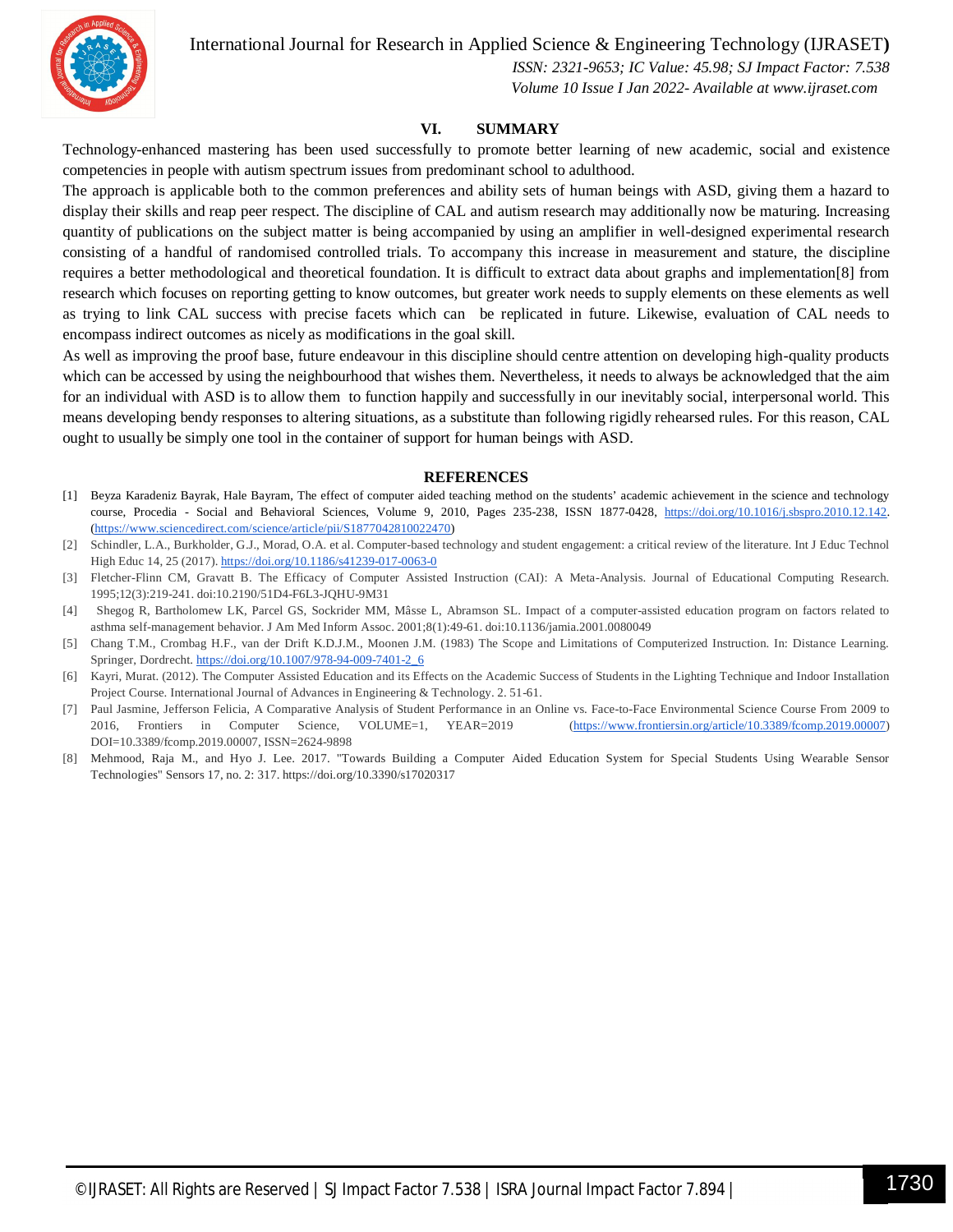## VI. SUMMARY

Technology-enhanced mastering has been used successfully to promote better learning of new academic, social and existence competencies in people with autism spectrum issues from predominant school to adulthood.

The approach is applicable both to the common preferences and ability sets of human beings with ASD, giving them a hazard to display their skills and reap peer respect. The discipline of CAL and autism research may additionally now be maturing. Increasing quantity of publications on the subject matter is being accompanied by using an amplifier in well-designed experimental research consisting of a handful of randomised controlled trials. To accompany this increase in measurement and stature, the discipline requires a better methodological and theoretical foundation. It is difficult to extract data about graphs and implementation[8] from research which focuses on reporting getting to know outcomes, but greater work needs to supply elements on these elements as well as trying to link CAL success with precise facets which can be replicated in future. Likewise, evaluation of CAL needs to encompass indirect outcomes as nicely as modifications in the goal skill.

As well as improving the proof base, future endeavour in this discipline should centre attention on developing high-quality products which can be accessed by using the neighbourhood that wishes them. Nevertheless, it needs to always be acknowledged that the aim for an individual with ASD is to allow them to function happily and successfully in our inevitably social, interpersonal world. This means developing bendy responses to altering situations, as a substitute than following rigidly rehearsed rules. For this reason, CAL ought to usually be simply one tool in the container of support for human beings with ASD.

## REFERENCES

[1] Beyza Karadeniz Bayrak, Hale Bayram, The effect of computer aided teaching method on the students' academic achievement in the science and technology course, Procedia - Social and Behavioral Sciences, Volume 9, 2010, Pages 235-238, ISSN 1877-0428, https://doi.org/10.1016/j.sbspro.2010.12.142. (https://www.sciencedirect.com/science/article/pii/S1877042810022470)

[2] Schindler, L.A., Burkholder, G.J., Morad, O.A. et al. Computer-based technology and student engagement: a critical review of the literature. Int J Educ Technol High Educ 14, 25 (2017). https://doi.org/10.1186/s41239-017-0063-0

[3] Fletcher-Flinn CM, Gravatt B. The Efficacy of Computer Assisted Instruction (CAI): A Meta-Analysis. Journal of Educational Computing Research. 1995;12(3):219-241. doi:10.2190/51D4-F6L3-JQHU-9M31

[4] Shegog R, Bartholomew LK, Parcel GS, Sockrider MM, Mâsse L, Abramson SL. Impact of a computer-assisted education program on factors related to asthma self-management behavior. J Am Med Inform Assoc. 2001;8(1):49-61. doi:10.1136/jamia.2001.0080049

[5] Chang T.M., Crombag H.F., van der Drift K.D.J.M., Moonen J.M. (1983) The Scope and Limitations of Computerized Instruction. In: Distance Learning. Springer, Dordrecht. https://doi.org/10.1007/978-94-009-7401-2_6

[6] Kayri, Murat. (2012). The Computer Assisted Education and its Effects on the Academic Success of Students in the Lighting Technique and Indoor Installation Project Course. International Journal of Advances in Engineering & Technology. 2. 51-61.

[7] Paul Jasmine, Jefferson Felicia, A Comparative Analysis of Student Performance in an Online vs. Face-to-Face Environmental Science Course From 2009 to 2016, Frontiers in Computer Science, VOLUME=1, YEAR=2019 (https://www.frontiersin.org/article/10.3389/fcomp.2019.00007) DOI=10.3389/fcomp.2019.00007, ISSN=2624-9898

[8] Mehmood, Raja M., and Hyo J. Lee. 2017. "Towards Building a Computer Aided Education System for Special Students Using Wearable Sensor Technologies" Sensors 17, no. 2: 317. https://doi.org/10.3390/s17020317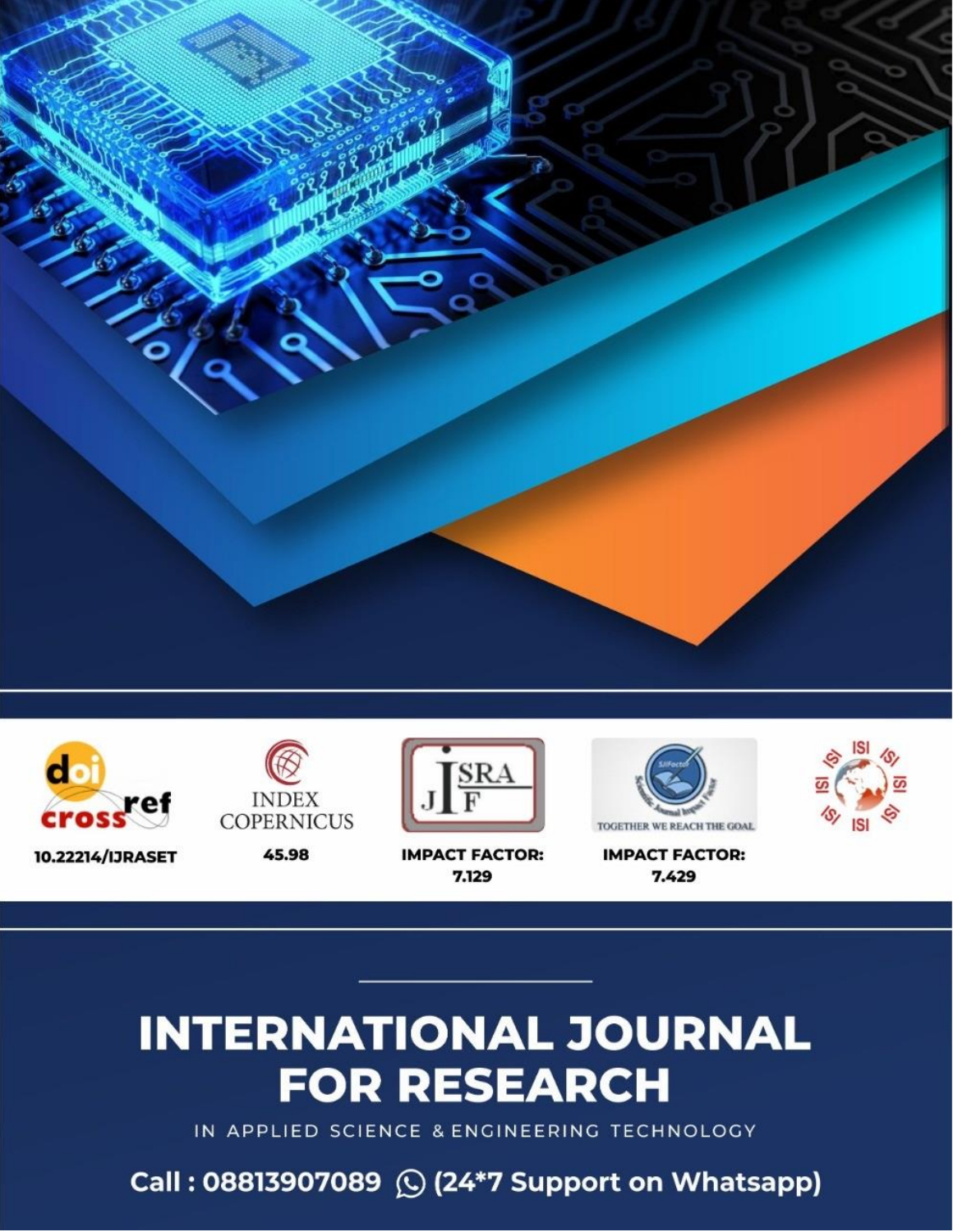10.22214/IJRASET

45.98

IMPACT FACTOR: 7.129

IMPACT FACTOR: 7.429

# INTERNATIONAL JOURNAL FOR RESEARCH

IN APPLIED SCIENCE & ENGINEERING TECHNOLOGY

Call : 08813907089 (24*7 Support on Whatsapp)